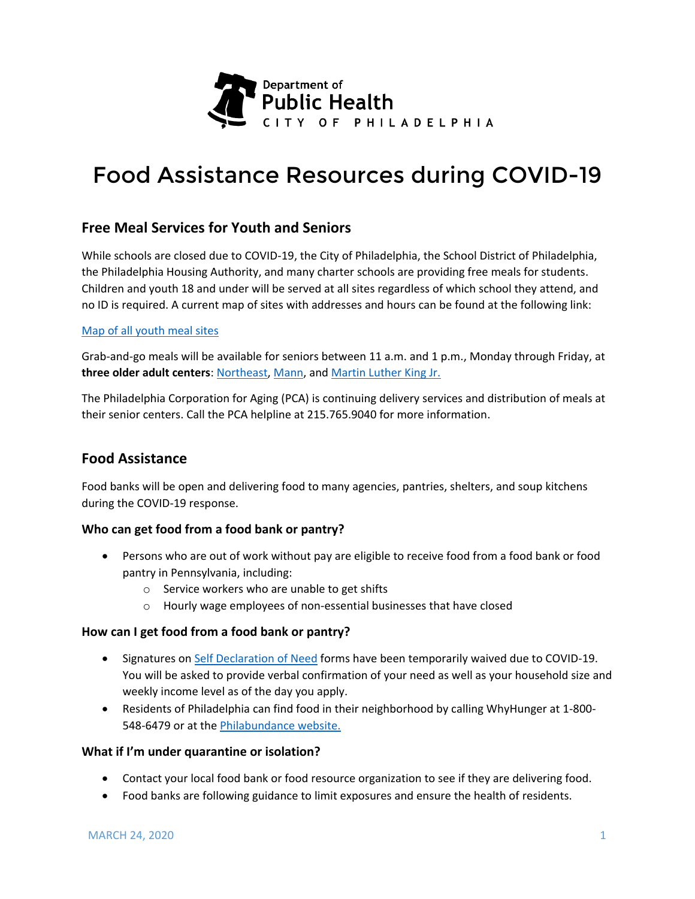Department of
Public Health
CITY OF PHILADELPHIA

# Food Assistance Resources during COVID-19

## Free Meal Services for Youth and Seniors

While schools are closed due to COVID-19, the City of Philadelphia, the School District of Philadelphia, the Philadelphia Housing Authority, and many charter schools are providing free meals for students. Children and youth 18 and under will be served at all sites regardless of which school they attend, and no ID is required. A current map of sites with addresses and hours can be found at the following link:

Map of all youth meal sites

Grab-and-go meals will be available for seniors between 11 a.m. and 1 p.m., Monday through Friday, at **three older adult centers**: Northeast, Mann, and Martin Luther King Jr.

The Philadelphia Corporation for Aging (PCA) is continuing delivery services and distribution of meals at their senior centers. Call the PCA helpline at 215.765.9040 for more information.

## Food Assistance

Food banks will be open and delivering food to many agencies, pantries, shelters, and soup kitchens during the COVID-19 response.

### Who can get food from a food bank or pantry?

- Persons who are out of work without pay are eligible to receive food from a food bank or food pantry in Pennsylvania, including:
  - Service workers who are unable to get shifts
  - Hourly wage employees of non-essential businesses that have closed

### How can I get food from a food bank or pantry?

- Signatures on Self Declaration of Need forms have been temporarily waived due to COVID-19. You will be asked to provide verbal confirmation of your need as well as your household size and weekly income level as of the day you apply.
- Residents of Philadelphia can find food in their neighborhood by calling WhyHunger at 1-800-548-6479 or at the Philabundance website.

### What if I'm under quarantine or isolation?

- Contact your local food bank or food resource organization to see if they are delivering food.
- Food banks are following guidance to limit exposures and ensure the health of residents.

MARCH 24, 2020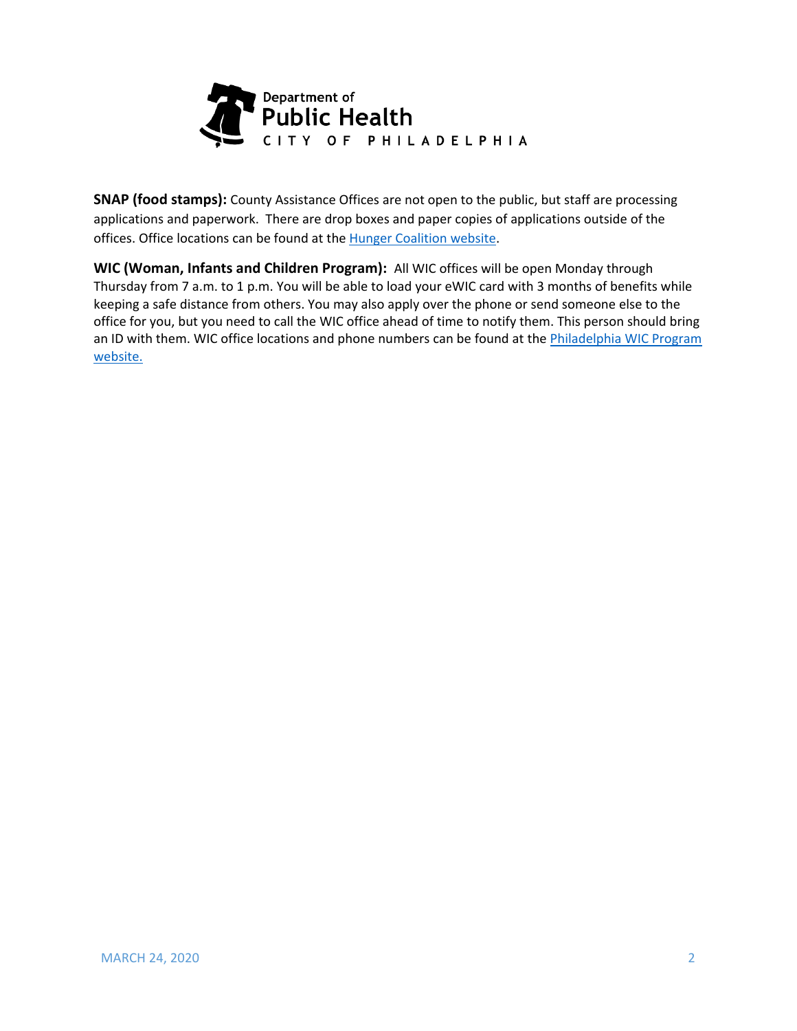**SNAP (food stamps):** County Assistance Offices are not open to the public, but staff are processing applications and paperwork. There are drop boxes and paper copies of applications outside of the offices. Office locations can be found at the Hunger Coalition website.

**WIC (Woman, Infants and Children Program):** All WIC offices will be open Monday through Thursday from 7 a.m. to 1 p.m. You will be able to load your eWIC card with 3 months of benefits while keeping a safe distance from others. You may also apply over the phone or send someone else to the office for you, but you need to call the WIC office ahead of time to notify them. This person should bring an ID with them. WIC office locations and phone numbers can be found at the Philadelphia WIC Program website.